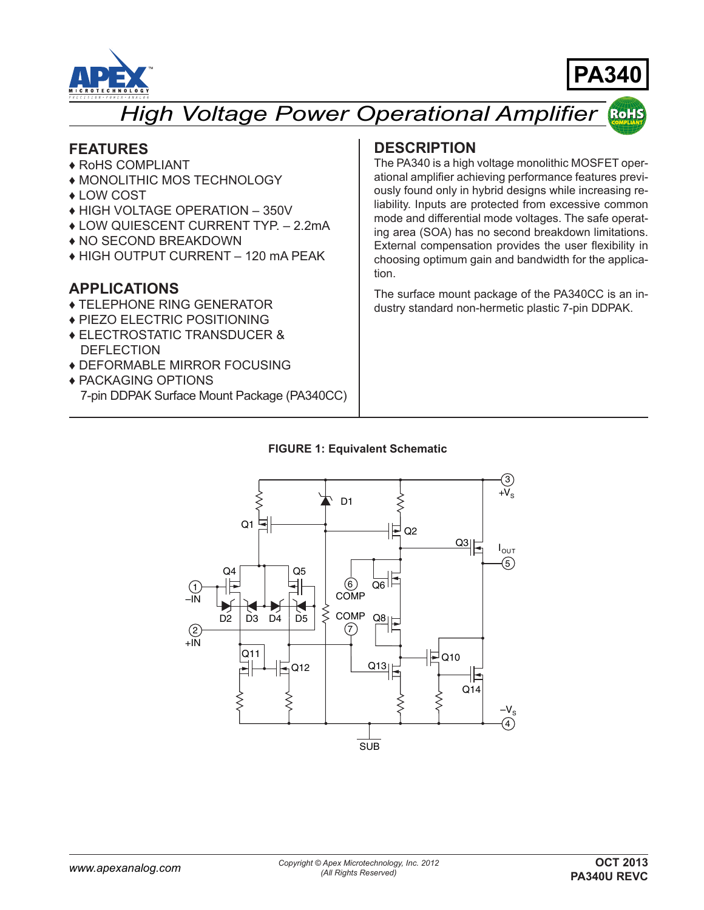# PA340

## High Voltage Power Operational Amplifier

## FEATURES

- ♦ RoHS COMPLIANT
- ♦ MONOLITHIC MOS TECHNOLOGY
- ♦ LOW COST
- ♦ HIGH VOLTAGE OPERATION – 350V
- ♦ LOW QUIESCENT CURRENT TYP. – 2.2mA
- ♦ NO SECOND BREAKDOWN
- ♦ HIGH OUTPUT CURRENT – 120 mA PEAK

## APPLICATIONS

- ♦ TELEPHONE RING GENERATOR
- ♦ PIEZO ELECTRIC POSITIONING
- ♦ ELECTROSTATIC TRANSDUCER & DEFLECTION
- ♦ DEFORMABLE MIRROR FOCUSING
- ♦ PACKAGING OPTIONS
  7-pin DDPAK Surface Mount Package (PA340CC)

## DESCRIPTION

The PA340 is a high voltage monolithic MOSFET operational amplifier achieving performance features previously found only in hybrid designs while increasing reliability. Inputs are protected from excessive common mode and differential mode voltages. The safe operating area (SOA) has no second breakdown limitations. External compensation provides the user flexibility in choosing optimum gain and bandwidth for the application.

The surface mount package of the PA340CC is an industry standard non-hermetic plastic 7-pin DDPAK.

**FIGURE 1: Equivalent Schematic**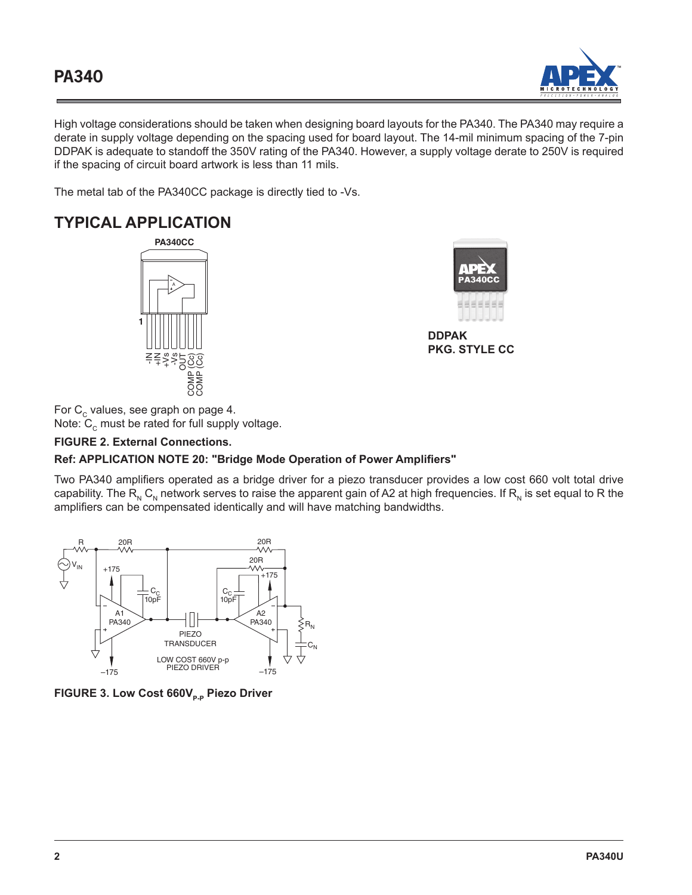High voltage considerations should be taken when designing board layouts for the PA340. The PA340 may require a derate in supply voltage depending on the spacing used for board layout. The 14-mil minimum spacing of the 7-pin DDPAK is adequate to standoff the 350V rating of the PA340. However, a supply voltage derate to 250V is required if the spacing of circuit board artwork is less than 11 mils.

The metal tab of the PA340CC package is directly tied to -Vs.

## TYPICAL APPLICATION

PA340CC

1: -IN, +IN, +Vs, -Vs, OUT, COMP (Cc), COMP (Cc)

DDPAK
PKG. STYLE CC

For $C_C$ values, see graph on page 4.
Note: $C_C$ must be rated for full supply voltage.

**FIGURE 2. External Connections.**

**Ref: APPLICATION NOTE 20: "Bridge Mode Operation of Power Amplifiers"**

Two PA340 amplifiers operated as a bridge driver for a piezo transducer provides a low cost 660 volt total drive capability. The $R_N$ $C_N$ network serves to raise the apparent gain of A2 at high frequencies. If $R_N$ is set equal to R the amplifiers can be compensated identically and will have matching bandwidths.

LOW COST 660V p-p PIEZO DRIVER

**FIGURE 3. Low Cost 660$V_{P-P}$ Piezo Driver**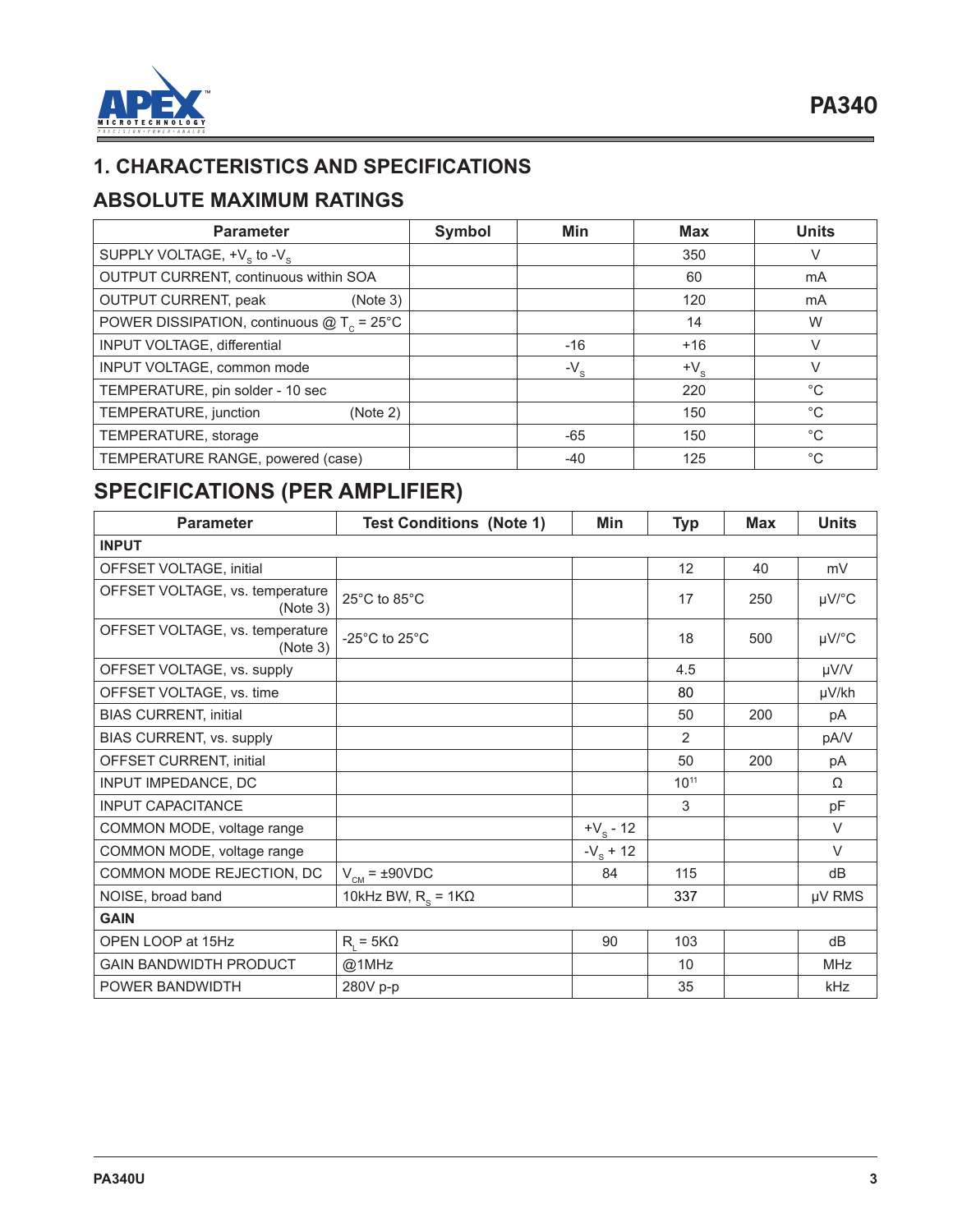# 1. CHARACTERISTICS AND SPECIFICATIONS

## ABSOLUTE MAXIMUM RATINGS

| Parameter | Symbol | Min | Max | Units |
|---|---|---|---|---|
| SUPPLY VOLTAGE, $+V_S$ to $-V_S$ | | | 350 | V |
| OUTPUT CURRENT, continuous within SOA | | | 60 | mA |
| OUTPUT CURRENT, peak (Note 3) | | | 120 | mA |
| POWER DISSIPATION, continuous @ $T_C$ = 25°C | | | 14 | W |
| INPUT VOLTAGE, differential | | -16 | +16 | V |
| INPUT VOLTAGE, common mode | | $-V_S$ | $+V_S$ | V |
| TEMPERATURE, pin solder - 10 sec | | | 220 | °C |
| TEMPERATURE, junction (Note 2) | | | 150 | °C |
| TEMPERATURE, storage | | -65 | 150 | °C |
| TEMPERATURE RANGE, powered (case) | | -40 | 125 | °C |

## SPECIFICATIONS (PER AMPLIFIER)

| Parameter | Test Conditions (Note 1) | Min | Typ | Max | Units |
|---|---|---|---|---|---|
| **INPUT** | | | | | |
| OFFSET VOLTAGE, initial | | | 12 | 40 | mV |
| OFFSET VOLTAGE, vs. temperature (Note 3) | 25°C to 85°C | | 17 | 250 | µV/°C |
| OFFSET VOLTAGE, vs. temperature (Note 3) | -25°C to 25°C | | 18 | 500 | µV/°C |
| OFFSET VOLTAGE, vs. supply | | | 4.5 | | µV/V |
| OFFSET VOLTAGE, vs. time | | | 80 | | µV/kh |
| BIAS CURRENT, initial | | | 50 | 200 | pA |
| BIAS CURRENT, vs. supply | | | 2 | | pA/V |
| OFFSET CURRENT, initial | | | 50 | 200 | pA |
| INPUT IMPEDANCE, DC | | | $10^{11}$ | | Ω |
| INPUT CAPACITANCE | | | 3 | | pF |
| COMMON MODE, voltage range | | $+V_S$ - 12 | | | V |
| COMMON MODE, voltage range | | $-V_S$ + 12 | | | V |
| COMMON MODE REJECTION, DC | $V_{CM}$ = ±90VDC | 84 | 115 | | dB |
| NOISE, broad band | 10kHz BW, $R_S$ = 1KΩ | | 337 | | µV RMS |
| **GAIN** | | | | | |
| OPEN LOOP at 15Hz | $R_L$ = 5KΩ | 90 | 103 | | dB |
| GAIN BANDWIDTH PRODUCT | @1MHz | | 10 | | MHz |
| POWER BANDWIDTH | 280V p-p | | 35 | | kHz |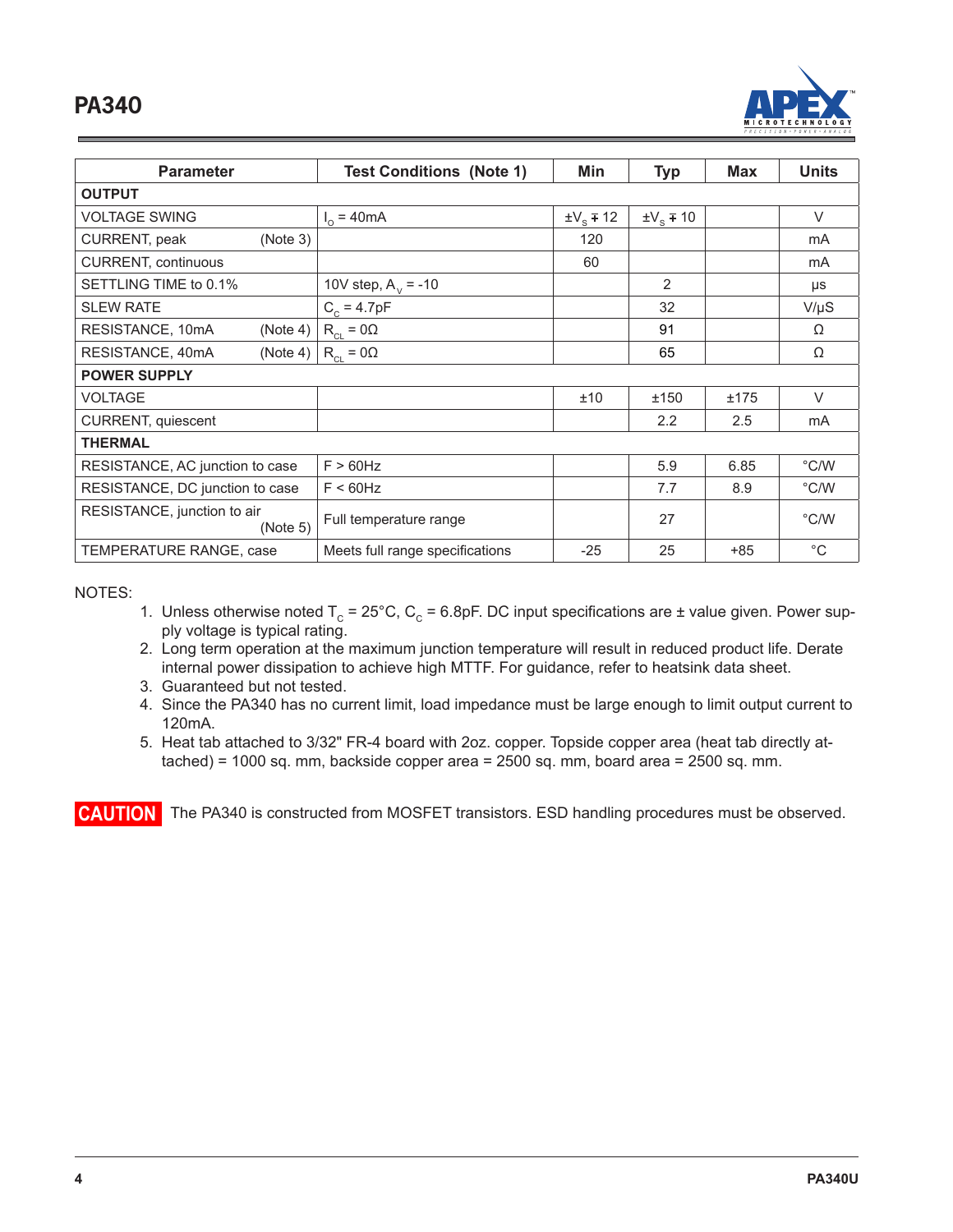| Parameter | Test Conditions (Note 1) | Min | Typ | Max | Units |
|---|---|---|---|---|---|
| **OUTPUT** | | | | | |
| VOLTAGE SWING | $I_O$ = 40mA | $\pm V_S \mp 12$ | $\pm V_S \mp 10$ | | V |
| CURRENT, peak (Note 3) | | 120 | | | mA |
| CURRENT, continuous | | 60 | | | mA |
| SETTLING TIME to 0.1% | 10V step, $A_V$ = -10 | | 2 | | µs |
| SLEW RATE | $C_C$ = 4.7pF | | 32 | | V/µS |
| RESISTANCE, 10mA (Note 4) | $R_{CL}$ = 0Ω | | 91 | | Ω |
| RESISTANCE, 40mA (Note 4) | $R_{CL}$ = 0Ω | | 65 | | Ω |
| **POWER SUPPLY** | | | | | |
| VOLTAGE | | ±10 | ±150 | ±175 | V |
| CURRENT, quiescent | | | 2.2 | 2.5 | mA |
| **THERMAL** | | | | | |
| RESISTANCE, AC junction to case | F > 60Hz | | 5.9 | 6.85 | °C/W |
| RESISTANCE, DC junction to case | F < 60Hz | | 7.7 | 8.9 | °C/W |
| RESISTANCE, junction to air (Note 5) | Full temperature range | | 27 | | °C/W |
| TEMPERATURE RANGE, case | Meets full range specifications | -25 | 25 | +85 | °C |

NOTES:

1. Unless otherwise noted $T_C$ = 25°C, $C_C$ = 6.8pF. DC input specifications are ± value given. Power supply voltage is typical rating.
2. Long term operation at the maximum junction temperature will result in reduced product life. Derate internal power dissipation to achieve high MTTF. For guidance, refer to heatsink data sheet.
3. Guaranteed but not tested.
4. Since the PA340 has no current limit, load impedance must be large enough to limit output current to 120mA.
5. Heat tab attached to 3/32" FR-4 board with 2oz. copper. Topside copper area (heat tab directly attached) = 1000 sq. mm, backside copper area = 2500 sq. mm, board area = 2500 sq. mm.

**CAUTION** The PA340 is constructed from MOSFET transistors. ESD handling procedures must be observed.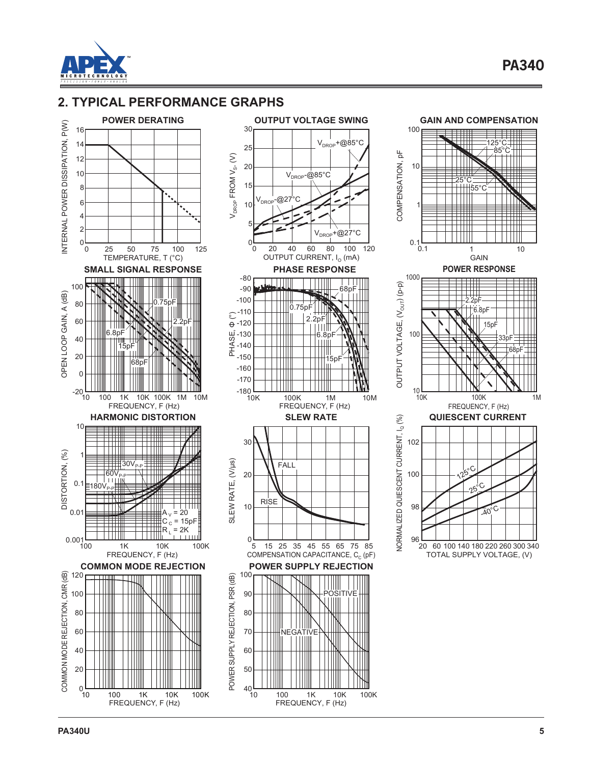## 2. TYPICAL PERFORMANCE GRAPHS

**POWER DERATING**

**OUTPUT VOLTAGE SWING**

**GAIN AND COMPENSATION**

**SMALL SIGNAL RESPONSE**

**PHASE RESPONSE**

**POWER RESPONSE**

**HARMONIC DISTORTION**

**SLEW RATE**

**QUIESCENT CURRENT**

**COMMON MODE REJECTION**

**POWER SUPPLY REJECTION**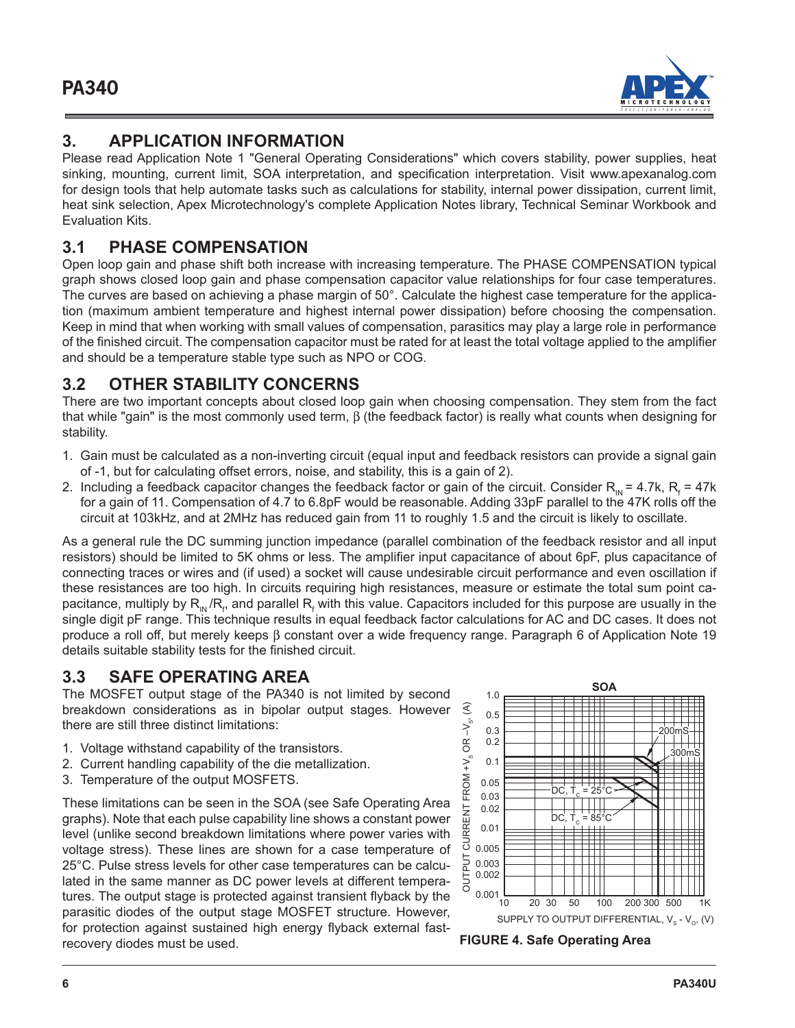## 3. APPLICATION INFORMATION

Please read Application Note 1 "General Operating Considerations" which covers stability, power supplies, heat sinking, mounting, current limit, SOA interpretation, and specification interpretation. Visit www.apexanalog.com for design tools that help automate tasks such as calculations for stability, internal power dissipation, current limit, heat sink selection, Apex Microtechnology's complete Application Notes library, Technical Seminar Workbook and Evaluation Kits.

### 3.1 PHASE COMPENSATION

Open loop gain and phase shift both increase with increasing temperature. The PHASE COMPENSATION typical graph shows closed loop gain and phase compensation capacitor value relationships for four case temperatures. The curves are based on achieving a phase margin of 50°. Calculate the highest case temperature for the application (maximum ambient temperature and highest internal power dissipation) before choosing the compensation. Keep in mind that when working with small values of compensation, parasitics may play a large role in performance of the finished circuit. The compensation capacitor must be rated for at least the total voltage applied to the amplifier and should be a temperature stable type such as NPO or COG.

### 3.2 OTHER STABILITY CONCERNS

There are two important concepts about closed loop gain when choosing compensation. They stem from the fact that while "gain" is the most commonly used term, β (the feedback factor) is really what counts when designing for stability.

1. Gain must be calculated as a non-inverting circuit (equal input and feedback resistors can provide a signal gain of -1, but for calculating offset errors, noise, and stability, this is a gain of 2).
2. Including a feedback capacitor changes the feedback factor or gain of the circuit. Consider $R_{IN}$ = 4.7k, $R_f$ = 47k for a gain of 11. Compensation of 4.7 to 6.8pF would be reasonable. Adding 33pF parallel to the 47K rolls off the circuit at 103kHz, and at 2MHz has reduced gain from 11 to roughly 1.5 and the circuit is likely to oscillate.

As a general rule the DC summing junction impedance (parallel combination of the feedback resistor and all input resistors) should be limited to 5K ohms or less. The amplifier input capacitance of about 6pF, plus capacitance of connecting traces or wires and (if used) a socket will cause undesirable circuit performance and even oscillation if these resistances are too high. In circuits requiring high resistances, measure or estimate the total sum point capacitance, multiply by $R_{IN}/R_f$, and parallel $R_f$ with this value. Capacitors included for this purpose are usually in the single digit pF range. This technique results in equal feedback factor calculations for AC and DC cases. It does not produce a roll off, but merely keeps β constant over a wide frequency range. Paragraph 6 of Application Note 19 details suitable stability tests for the finished circuit.

### 3.3 SAFE OPERATING AREA

The MOSFET output stage of the PA340 is not limited by second breakdown considerations as in bipolar output stages. However there are still three distinct limitations:

1. Voltage withstand capability of the transistors.
2. Current handling capability of the die metallization.
3. Temperature of the output MOSFETS.

These limitations can be seen in the SOA (see Safe Operating Area graphs). Note that each pulse capability line shows a constant power level (unlike second breakdown limitations where power varies with voltage stress). These lines are shown for a case temperature of 25°C. Pulse stress levels for other case temperatures can be calculated in the same manner as DC power levels at different temperatures. The output stage is protected against transient flyback by the parasitic diodes of the output stage MOSFET structure. However, for protection against sustained high energy flyback external fast-recovery diodes must be used.

**FIGURE 4. Safe Operating Area**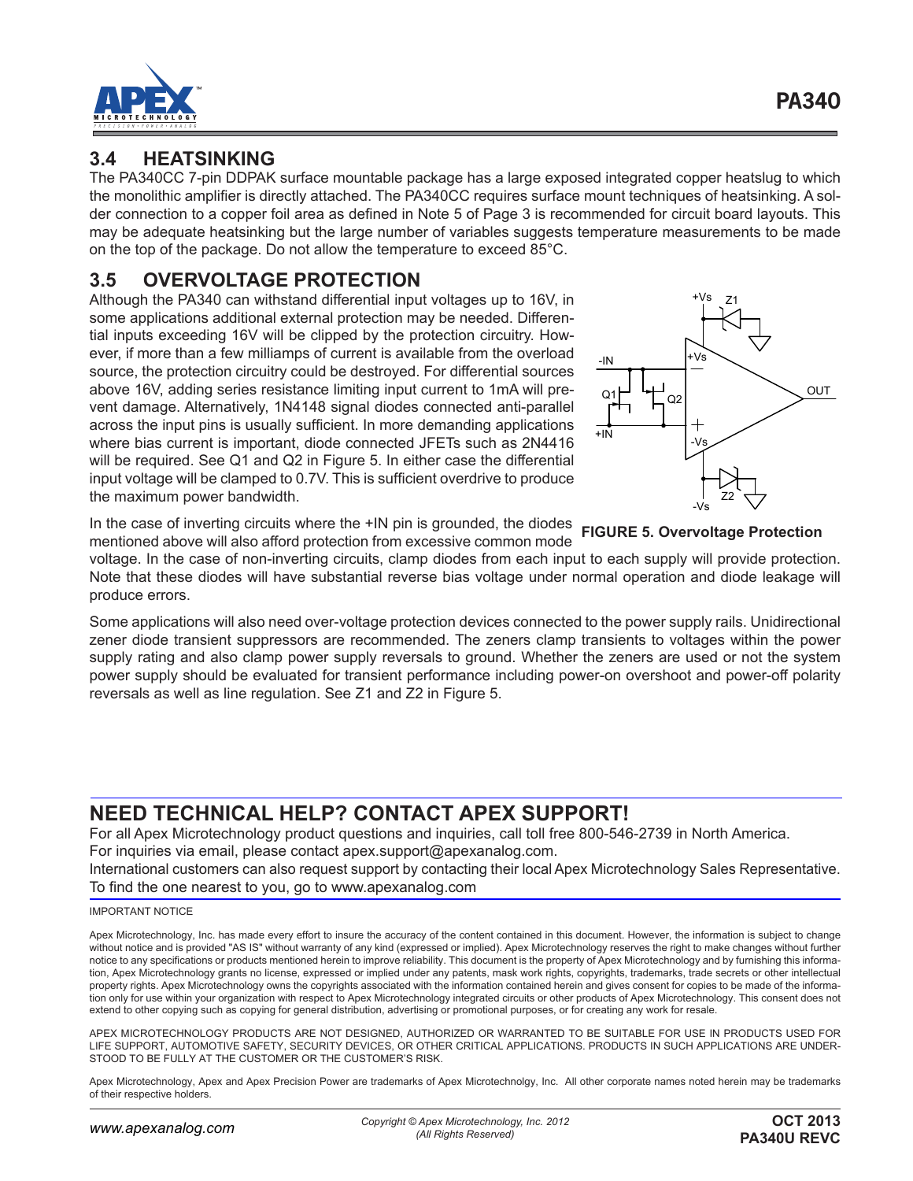## 3.4 HEATSINKING

The PA340CC 7-pin DDPAK surface mountable package has a large exposed integrated copper heatslug to which the monolithic amplifier is directly attached. The PA340CC requires surface mount techniques of heatsinking. A solder connection to a copper foil area as defined in Note 5 of Page 3 is recommended for circuit board layouts. This may be adequate heatsinking but the large number of variables suggests temperature measurements to be made on the top of the package. Do not allow the temperature to exceed 85°C.

## 3.5 OVERVOLTAGE PROTECTION

Although the PA340 can withstand differential input voltages up to 16V, in some applications additional external protection may be needed. Differential inputs exceeding 16V will be clipped by the protection circuitry. However, if more than a few milliamps of current is available from the overload source, the protection circuitry could be destroyed. For differential sources above 16V, adding series resistance limiting input current to 1mA will prevent damage. Alternatively, 1N4148 signal diodes connected anti-parallel across the input pins is usually sufficient. In more demanding applications where bias current is important, diode connected JFETs such as 2N4416 will be required. See Q1 and Q2 in Figure 5. In either case the differential input voltage will be clamped to 0.7V. This is sufficient overdrive to produce the maximum power bandwidth.

+Vs
Z1
-IN
+Vs
Q1
Q2
OUT
+IN
-Vs
Z2
-Vs

**FIGURE 5. Overvoltage Protection**

In the case of inverting circuits where the +IN pin is grounded, the diodes mentioned above will also afford protection from excessive common mode voltage. In the case of non-inverting circuits, clamp diodes from each input to each supply will provide protection. Note that these diodes will have substantial reverse bias voltage under normal operation and diode leakage will produce errors.

Some applications will also need over-voltage protection devices connected to the power supply rails. Unidirectional zener diode transient suppressors are recommended. The zeners clamp transients to voltages within the power supply rating and also clamp power supply reversals to ground. Whether the zeners are used or not the system power supply should be evaluated for transient performance including power-on overshoot and power-off polarity reversals as well as line regulation. See Z1 and Z2 in Figure 5.

## NEED TECHNICAL HELP? CONTACT APEX SUPPORT!

For all Apex Microtechnology product questions and inquiries, call toll free 800-546-2739 in North America.
For inquiries via email, please contact apex.support@apexanalog.com.
International customers can also request support by contacting their local Apex Microtechnology Sales Representative.
To find the one nearest to you, go to www.apexanalog.com

IMPORTANT NOTICE

Apex Microtechnology, Inc. has made every effort to insure the accuracy of the content contained in this document. However, the information is subject to change without notice and is provided "AS IS" without warranty of any kind (expressed or implied). Apex Microtechnology reserves the right to make changes without further notice to any specifications or products mentioned herein to improve reliability. This document is the property of Apex Microtechnology and by furnishing this information, Apex Microtechnology grants no license, expressed or implied under any patents, mask work rights, copyrights, trademarks, trade secrets or other intellectual property rights. Apex Microtechnology owns the copyrights associated with the information contained herein and gives consent for copies to be made of the information only for use within your organization with respect to Apex Microtechnology integrated circuits or other products of Apex Microtechnology. This consent does not extend to other copying such as copying for general distribution, advertising or promotional purposes, or for creating any work for resale.

APEX MICROTECHNOLOGY PRODUCTS ARE NOT DESIGNED, AUTHORIZED OR WARRANTED TO BE SUITABLE FOR USE IN PRODUCTS USED FOR LIFE SUPPORT, AUTOMOTIVE SAFETY, SECURITY DEVICES, OR OTHER CRITICAL APPLICATIONS. PRODUCTS IN SUCH APPLICATIONS ARE UNDERSTOOD TO BE FULLY AT THE CUSTOMER OR THE CUSTOMER'S RISK.

Apex Microtechnology, Apex and Apex Precision Power are trademarks of Apex Microtechnolgy, Inc. All other corporate names noted herein may be trademarks of their respective holders.

*Copyright © Apex Microtechnology, Inc. 2012 (All Rights Reserved)*

**OCT 2013**
**PA340U REVC**